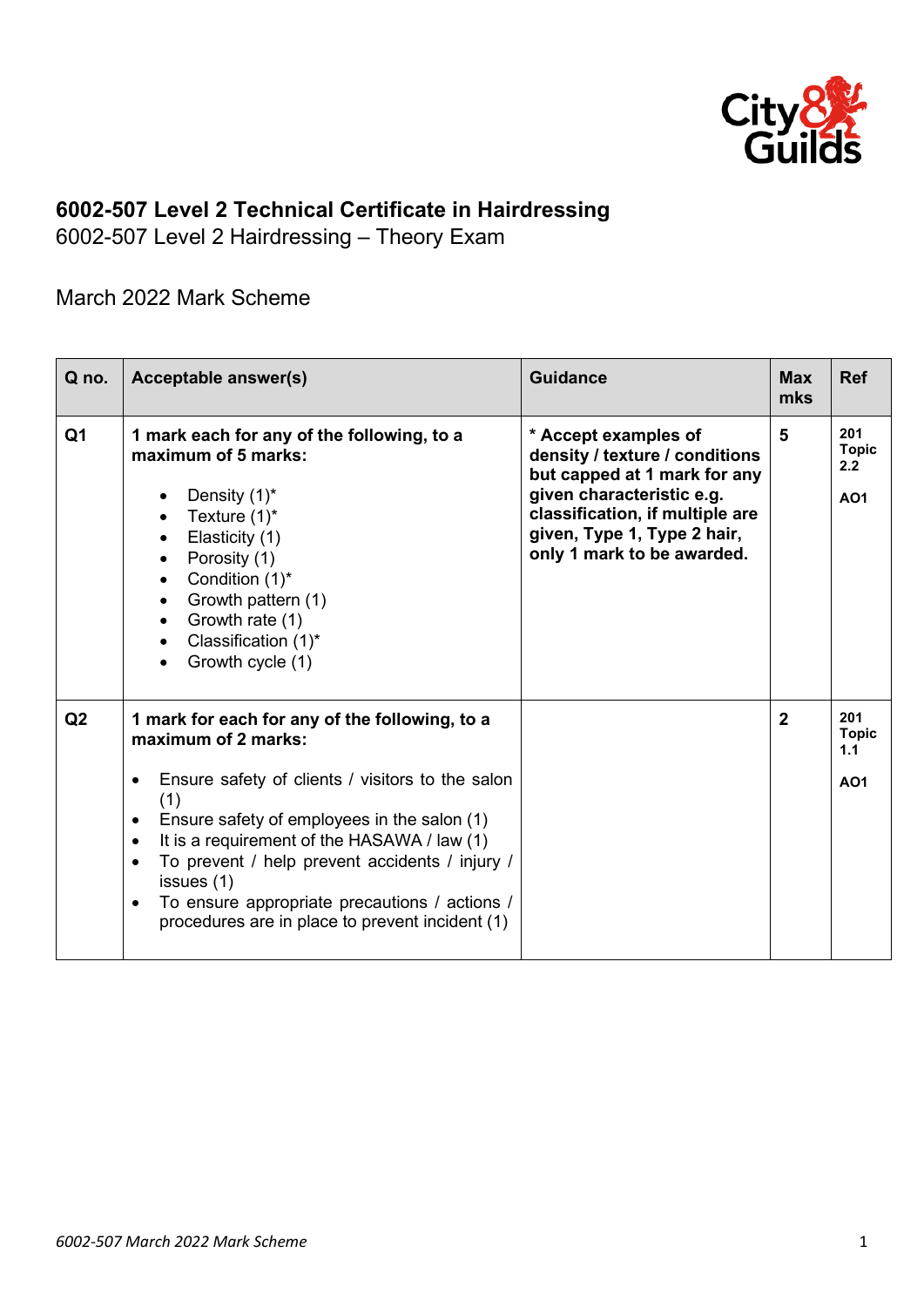# 6002-507 Level 2 Technical Certificate in Hairdressing

6002-507 Level 2 Hairdressing – Theory Exam

March 2022 Mark Scheme

| Q no. | Acceptable answer(s) | Guidance | Max mks | Ref |
|---|---|---|---|---|
| Q1 | **1 mark each for any of the following, to a maximum of 5 marks:**<br>• Density (1)*<br>• Texture (1)*<br>• Elasticity (1)<br>• Porosity (1)<br>• Condition (1)*<br>• Growth pattern (1)<br>• Growth rate (1)<br>• Classification (1)*<br>• Growth cycle (1) | **\* Accept examples of density / texture / conditions but capped at 1 mark for any given characteristic e.g. classification, if multiple are given, Type 1, Type 2 hair, only 1 mark to be awarded.** | 5 | 201 Topic 2.2<br><br>AO1 |
| Q2 | **1 mark for each for any of the following, to a maximum of 2 marks:**<br>• Ensure safety of clients / visitors to the salon (1)<br>• Ensure safety of employees in the salon (1)<br>• It is a requirement of the HASAWA / law (1)<br>• To prevent / help prevent accidents / injury / issues (1)<br>• To ensure appropriate precautions / actions / procedures are in place to prevent incident (1) | | 2 | 201 Topic 1.1<br><br>AO1 |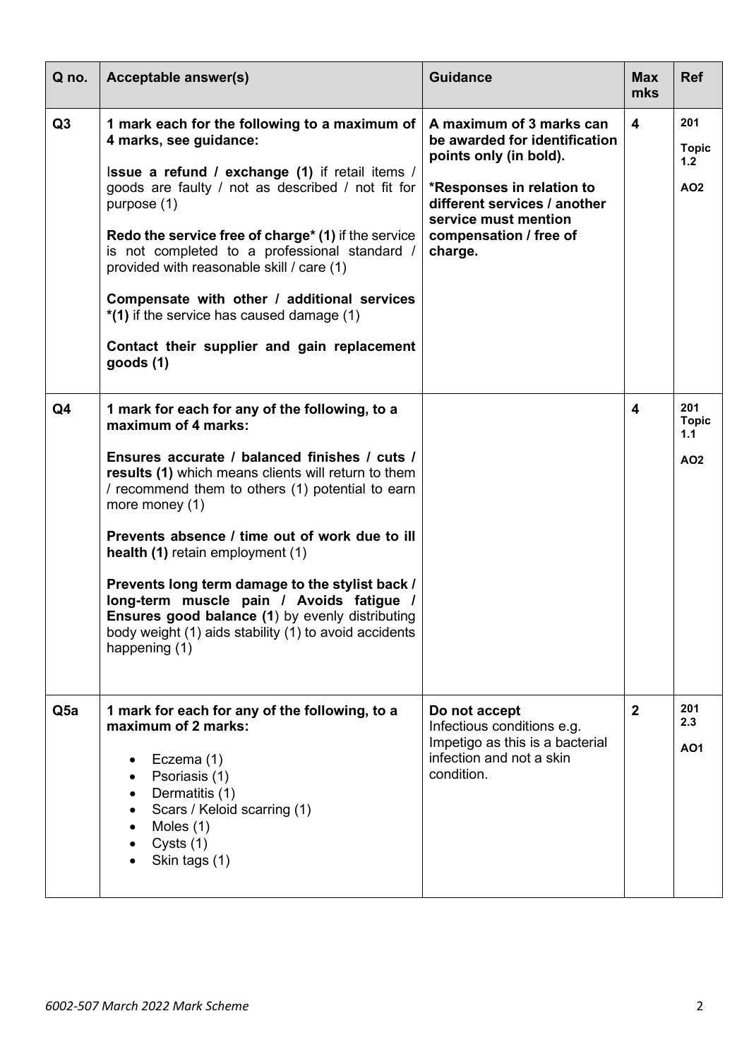| Q no. | Acceptable answer(s) | Guidance | Max mks | Ref |
|---|---|---|---|---|
| Q3 | **1 mark each for the following to a maximum of 4 marks, see guidance:**<br><br>**Issue a refund / exchange (1)** if retail items / goods are faulty / not as described / not fit for purpose (1)<br><br>**Redo the service free of charge\* (1)** if the service is not completed to a professional standard / provided with reasonable skill / care (1)<br><br>**Compensate with other / additional services \*(1)** if the service has caused damage (1)<br><br>**Contact their supplier and gain replacement goods (1)** | **A maximum of 3 marks can be awarded for identification points only (in bold).**<br><br>**\*Responses in relation to different services / another service must mention compensation / free of charge.** | **4** | **201 Topic 1.2**<br><br>**AO2** |
| Q4 | **1 mark for each for any of the following, to a maximum of 4 marks:**<br><br>**Ensures accurate / balanced finishes / cuts / results (1)** which means clients will return to them / recommend them to others (1) potential to earn more money (1)<br><br>**Prevents absence / time out of work due to ill health (1)** retain employment (1)<br><br>**Prevents long term damage to the stylist back / long-term muscle pain / Avoids fatigue / Ensures good balance (1**) by evenly distributing body weight (1) aids stability (1) to avoid accidents happening (1) | | **4** | **201 Topic 1.1**<br><br>**AO2** |
| Q5a | **1 mark for each for any of the following, to a maximum of 2 marks:**<br><br>• Eczema (1)<br>• Psoriasis (1)<br>• Dermatitis (1)<br>• Scars / Keloid scarring (1)<br>• Moles (1)<br>• Cysts (1)<br>• Skin tags (1) | **Do not accept**<br>Infectious conditions e.g. Impetigo as this is a bacterial infection and not a skin condition. | **2** | **201 2.3**<br><br>**AO1** |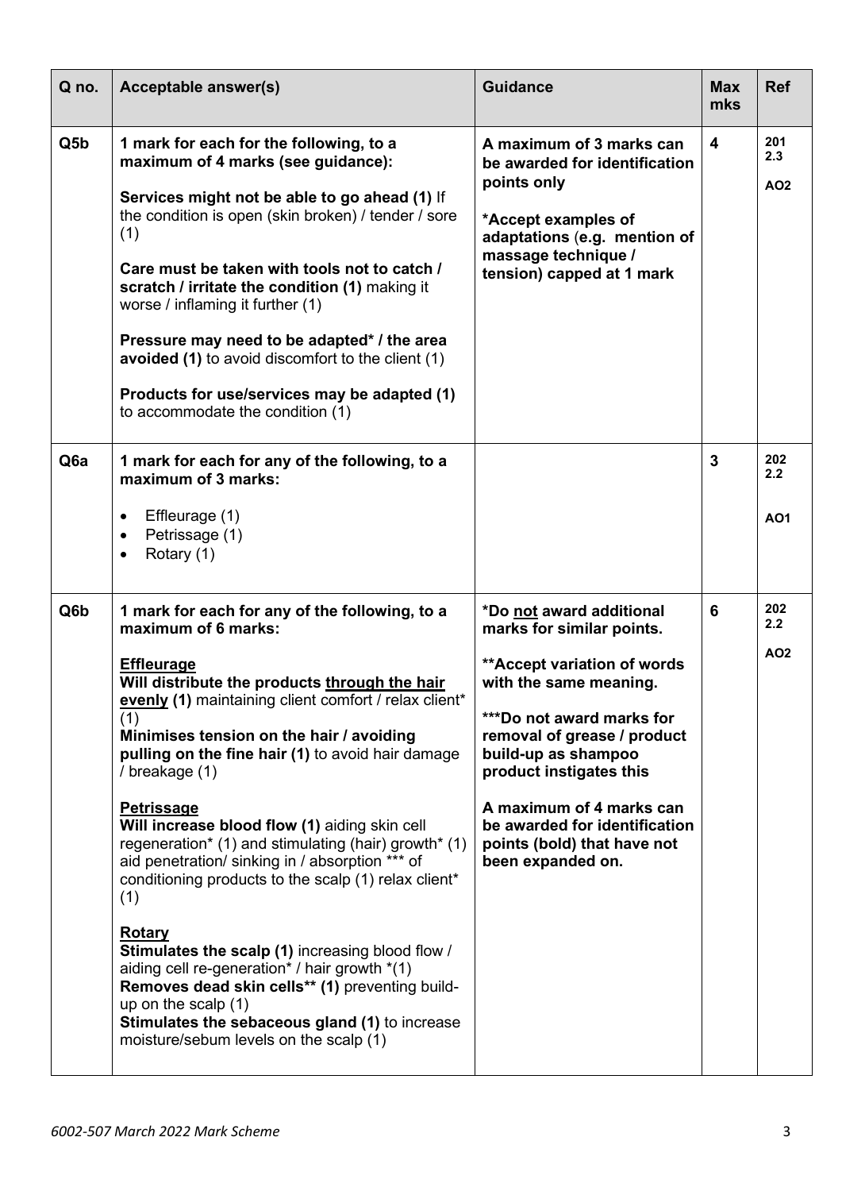| Q no. | Acceptable answer(s) | Guidance | Max mks | Ref |
|---|---|---|---|---|
| Q5b | **1 mark for each for the following, to a maximum of 4 marks (see guidance):**<br><br>**Services might not be able to go ahead (1)** If the condition is open (skin broken) / tender / sore (1)<br><br>**Care must be taken with tools not to catch / scratch / irritate the condition (1)** making it worse / inflaming it further (1)<br><br>**Pressure may need to be adapted* / the area avoided (1)** to avoid discomfort to the client (1)<br><br>**Products for use/services may be adapted (1)** to accommodate the condition (1) | **A maximum of 3 marks can be awarded for identification points only**<br><br>***Accept examples of adaptations** (**e.g. mention of massage technique / tension) capped at 1 mark** | **4** | **201 2.3**<br><br>**AO2** |
| Q6a | **1 mark for each for any of the following, to a maximum of 3 marks:**<br><br>• Effleurage (1)<br>• Petrissage (1)<br>• Rotary (1) | | **3** | **202 2.2**<br><br>**AO1** |
| Q6b | **1 mark for each for any of the following, to a maximum of 6 marks:**<br><br>**<u>Effleurage</u>**<br>**Will distribute the products <u>through the hair evenly</u> (1)** maintaining client comfort / relax client* (1)<br>**Minimises tension on the hair / avoiding pulling on the fine hair (1)** to avoid hair damage / breakage (1)<br><br>**<u>Petrissage</u>**<br>**Will increase blood flow (1)** aiding skin cell regeneration* (1) and stimulating (hair) growth* (1) aid penetration/ sinking in / absorption *** of conditioning products to the scalp (1) relax client* (1)<br><br>**<u>Rotary</u>**<br>**Stimulates the scalp (1)** increasing blood flow / aiding cell re-generation* / hair growth *(1)<br>**Removes dead skin cells** (1)** preventing build-up on the scalp (1)<br>**Stimulates the sebaceous gland (1)** to increase moisture/sebum levels on the scalp (1) | ***Do <u>not</u> award additional marks for similar points.**<br><br>****Accept variation of words with the same meaning.**<br><br>*****Do not award marks for removal of grease / product build-up as shampoo product instigates this**<br><br>**A maximum of 4 marks can be awarded for identification points (bold) that have not been expanded on.** | **6** | **202 2.2**<br><br>**AO2** |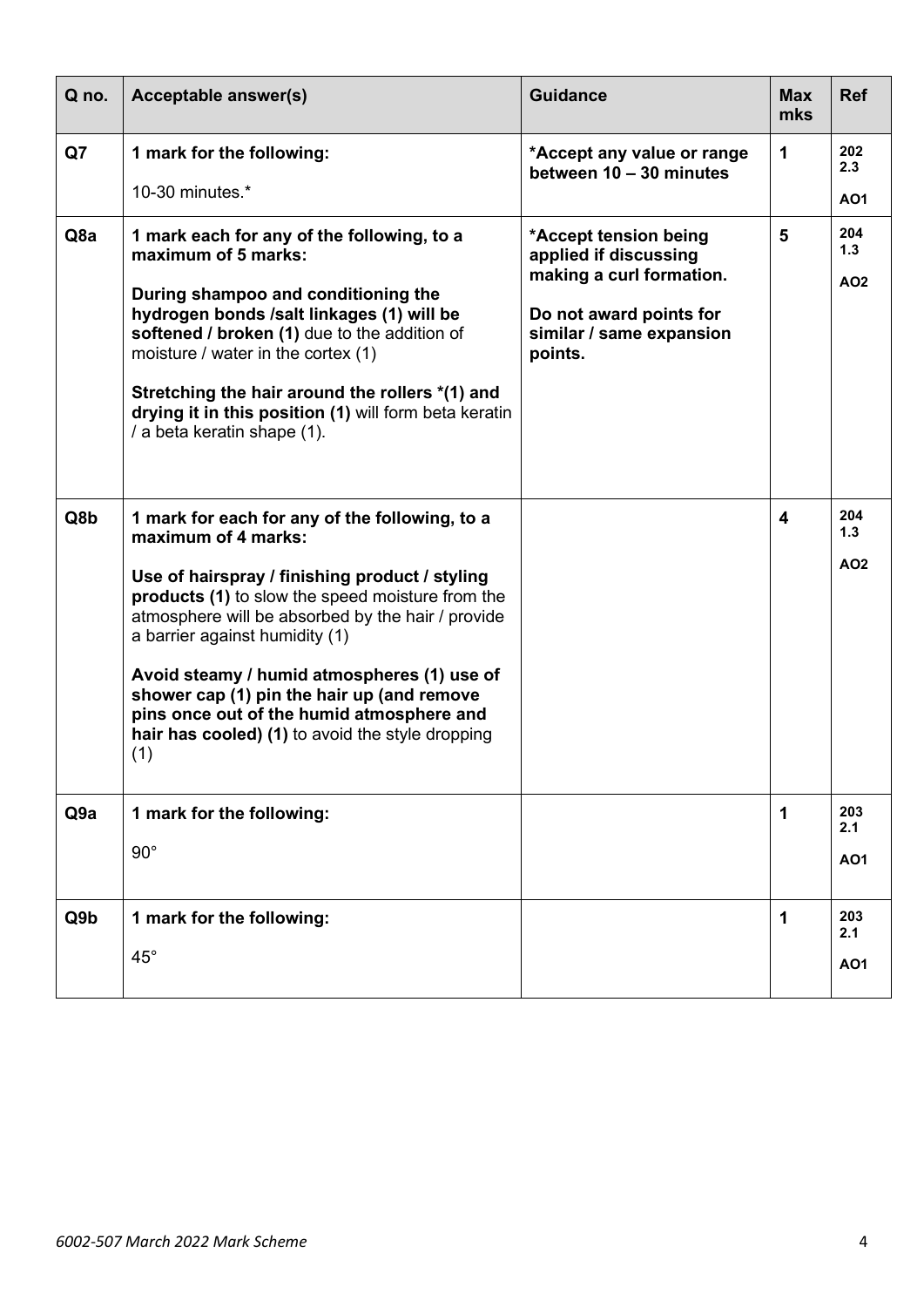| Q no. | Acceptable answer(s) | Guidance | Max mks | Ref |
|---|---|---|---|---|
| Q7 | **1 mark for the following:**<br><br>10-30 minutes.* | **\*Accept any value or range between 10 – 30 minutes** | 1 | **202 2.3**<br><br>**AO1** |
| Q8a | **1 mark each for any of the following, to a maximum of 5 marks:**<br><br>**During shampoo and conditioning the hydrogen bonds /salt linkages (1) will be softened / broken (1)** due to the addition of moisture / water in the cortex (1)<br><br>**Stretching the hair around the rollers \*(1) and drying it in this position (1)** will form beta keratin / a beta keratin shape (1). | **\*Accept tension being applied if discussing making a curl formation.**<br><br>**Do not award points for similar / same expansion points.** | 5 | **204 1.3**<br><br>**AO2** |
| Q8b | **1 mark for each for any of the following, to a maximum of 4 marks:**<br><br>**Use of hairspray / finishing product / styling products (1)** to slow the speed moisture from the atmosphere will be absorbed by the hair / provide a barrier against humidity (1)<br><br>**Avoid steamy / humid atmospheres (1) use of shower cap (1) pin the hair up (and remove pins once out of the humid atmosphere and hair has cooled) (1)** to avoid the style dropping (1) | | 4 | **204 1.3**<br><br>**AO2** |
| Q9a | **1 mark for the following:**<br><br>90° | | 1 | **203 2.1**<br><br>**AO1** |
| Q9b | **1 mark for the following:**<br><br>45° | | 1 | **203 2.1**<br><br>**AO1** |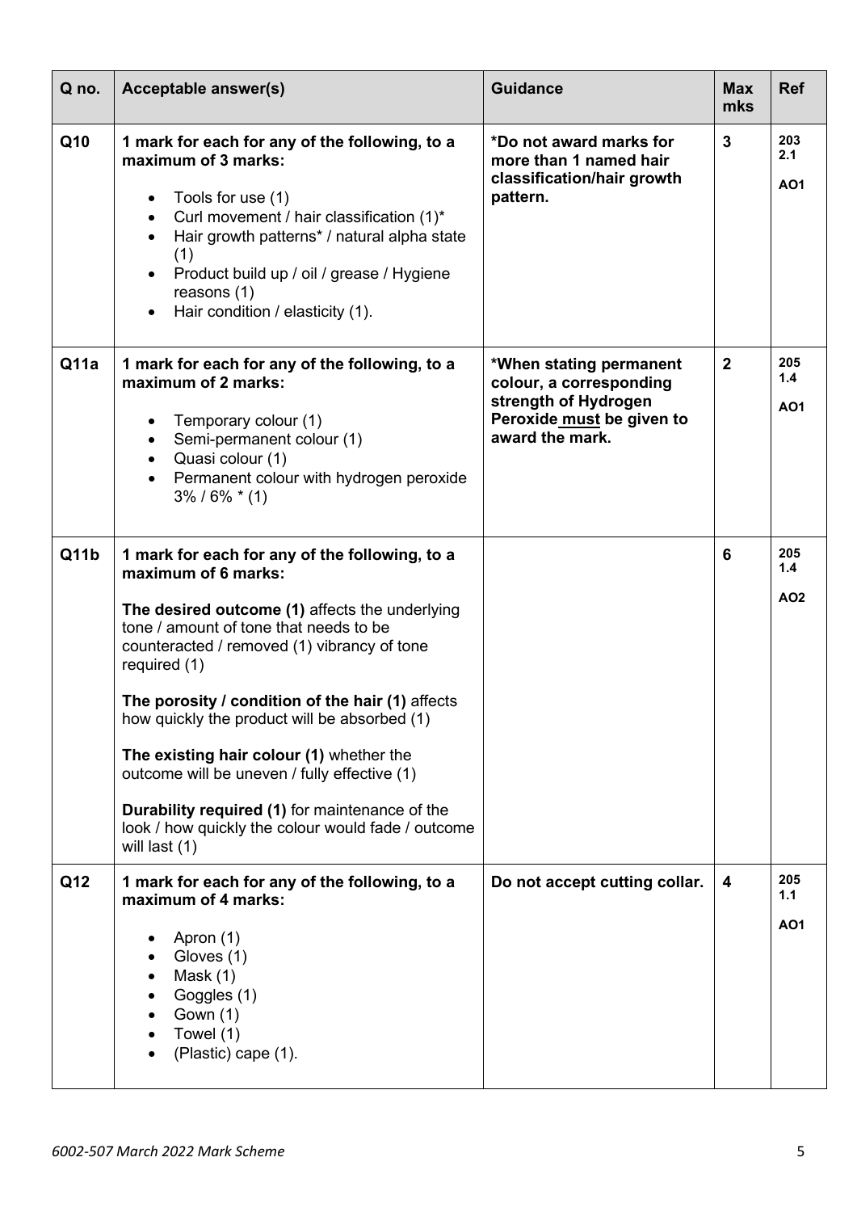| Q no. | Acceptable answer(s) | Guidance | Max mks | Ref |
|---|---|---|---|---|
| **Q10** | **1 mark for each for any of the following, to a maximum of 3 marks:**<br><br>• Tools for use (1)<br>• Curl movement / hair classification (1)*<br>• Hair growth patterns* / natural alpha state (1)<br>• Product build up / oil / grease / Hygiene reasons (1)<br>• Hair condition / elasticity (1). | **\*Do not award marks for more than 1 named hair classification/hair growth pattern.** | **3** | **203 2.1**<br><br>**AO1** |
| **Q11a** | **1 mark for each for any of the following, to a maximum of 2 marks:**<br><br>• Temporary colour (1)<br>• Semi-permanent colour (1)<br>• Quasi colour (1)<br>• Permanent colour with hydrogen peroxide 3% / 6% * (1) | **\*When stating permanent colour, a corresponding strength of Hydrogen Peroxide <u>must</u> be given to award the mark.** | **2** | **205 1.4**<br><br>**AO1** |
| **Q11b** | **1 mark for each for any of the following, to a maximum of 6 marks:**<br><br>**The desired outcome (1)** affects the underlying tone / amount of tone that needs to be counteracted / removed (1) vibrancy of tone required (1)<br><br>**The porosity / condition of the hair (1)** affects how quickly the product will be absorbed (1)<br><br>**The existing hair colour (1)** whether the outcome will be uneven / fully effective (1)<br><br>**Durability required (1)** for maintenance of the look / how quickly the colour would fade / outcome will last (1) | | **6** | **205 1.4**<br><br>**AO2** |
| **Q12** | **1 mark for each for any of the following, to a maximum of 4 marks:**<br><br>• Apron (1)<br>• Gloves (1)<br>• Mask (1)<br>• Goggles (1)<br>• Gown (1)<br>• Towel (1)<br>• (Plastic) cape (1). | **Do not accept cutting collar.** | **4** | **205 1.1**<br><br>**AO1** |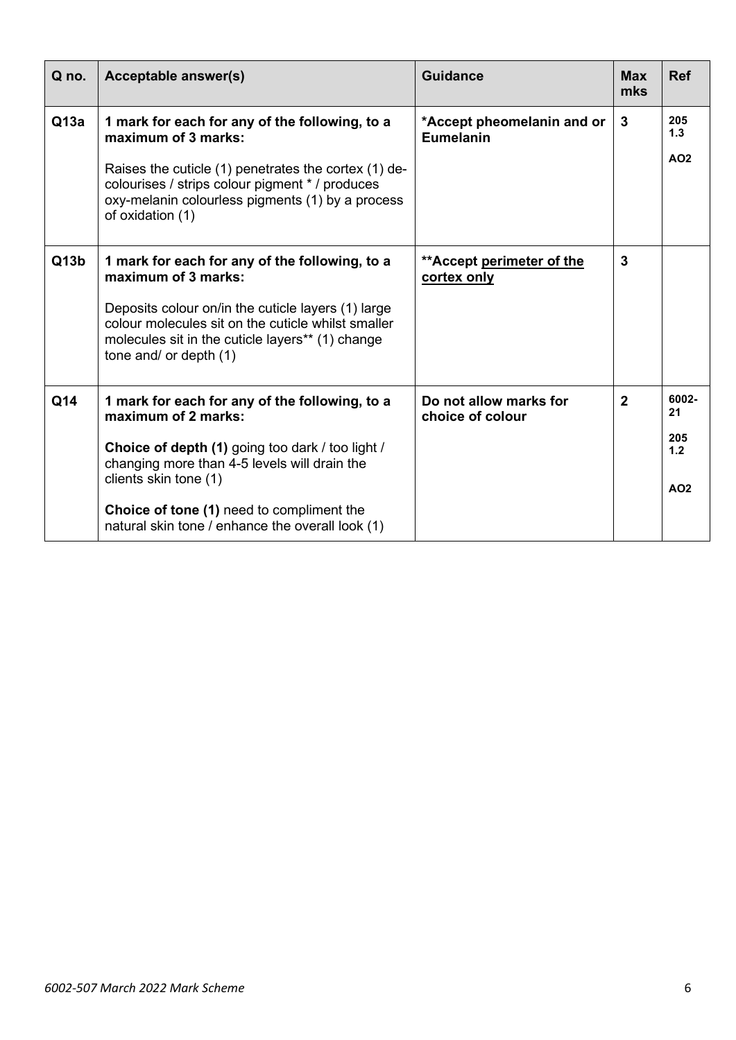| Q no. | Acceptable answer(s) | Guidance | Max mks | Ref |
|---|---|---|---|---|
| Q13a | **1 mark for each for any of the following, to a maximum of 3 marks:**<br><br>Raises the cuticle (1) penetrates the cortex (1) de-colourises / strips colour pigment * / produces oxy-melanin colourless pigments (1) by a process of oxidation (1) | **\*Accept pheomelanin and or Eumelanin** | **3** | **205 1.3**<br><br>**AO2** |
| Q13b | **1 mark for each for any of the following, to a maximum of 3 marks:**<br><br>Deposits colour on/in the cuticle layers (1) large colour molecules sit on the cuticle whilst smaller molecules sit in the cuticle layers** (1) change tone and/ or depth (1) | **\*\*Accept <u>perimeter of the cortex only</u>** | **3** | |
| Q14 | **1 mark for each for any of the following, to a maximum of 2 marks:**<br><br>**Choice of depth (1)** going too dark / too light / changing more than 4-5 levels will drain the clients skin tone (1)<br><br>**Choice of tone (1)** need to compliment the natural skin tone / enhance the overall look (1) | **Do not allow marks for choice of colour** | **2** | **6002-21**<br><br>**205 1.2**<br><br>**AO2** |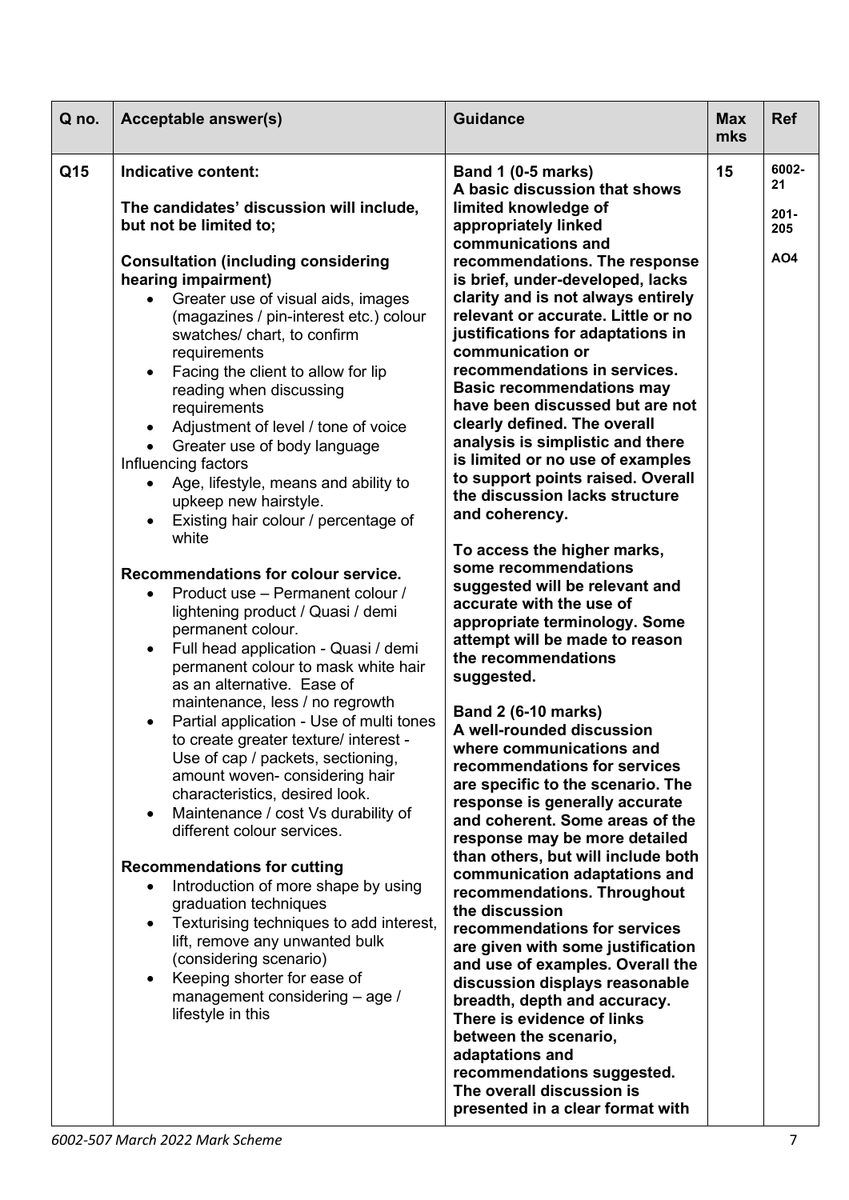| Q no. | Acceptable answer(s) | Guidance | Max mks | Ref |
|---|---|---|---|---|
| Q15 | **Indicative content:**<br><br>**The candidates' discussion will include, but not be limited to;**<br><br>**Consultation (including considering hearing impairment)**<br>• Greater use of visual aids, images (magazines / pin-interest etc.) colour swatches/ chart, to confirm requirements<br>• Facing the client to allow for lip reading when discussing requirements<br>• Adjustment of level / tone of voice<br>• Greater use of body language<br>Influencing factors<br>• Age, lifestyle, means and ability to upkeep new hairstyle.<br>• Existing hair colour / percentage of white<br><br>**Recommendations for colour service.**<br>• Product use – Permanent colour / lightening product / Quasi / demi permanent colour.<br>• Full head application - Quasi / demi permanent colour to mask white hair as an alternative. Ease of maintenance, less / no regrowth<br>• Partial application - Use of multi tones to create greater texture/ interest - Use of cap / packets, sectioning, amount woven- considering hair characteristics, desired look.<br>• Maintenance / cost Vs durability of different colour services.<br><br>**Recommendations for cutting**<br>• Introduction of more shape by using graduation techniques<br>• Texturising techniques to add interest, lift, remove any unwanted bulk (considering scenario)<br>• Keeping shorter for ease of management considering – age / lifestyle in this | **Band 1 (0-5 marks)**<br>**A basic discussion that shows limited knowledge of appropriately linked communications and recommendations. The response is brief, under-developed, lacks clarity and is not always entirely relevant or accurate. Little or no justifications for adaptations in communication or recommendations in services. Basic recommendations may have been discussed but are not clearly defined. The overall analysis is simplistic and there is limited or no use of examples to support points raised. Overall the discussion lacks structure and coherency.**<br><br>**To access the higher marks, some recommendations suggested will be relevant and accurate with the use of appropriate terminology. Some attempt will be made to reason the recommendations suggested.**<br><br>**Band 2 (6-10 marks)**<br>**A well-rounded discussion where communications and recommendations for services are specific to the scenario. The response is generally accurate and coherent. Some areas of the response may be more detailed than others, but will include both communication adaptations and recommendations. Throughout the discussion recommendations for services are given with some justification and use of examples. Overall the discussion displays reasonable breadth, depth and accuracy. There is evidence of links between the scenario, adaptations and recommendations suggested. The overall discussion is presented in a clear format with** | 15 | 6002-21<br><br>201-205<br><br>AO4 |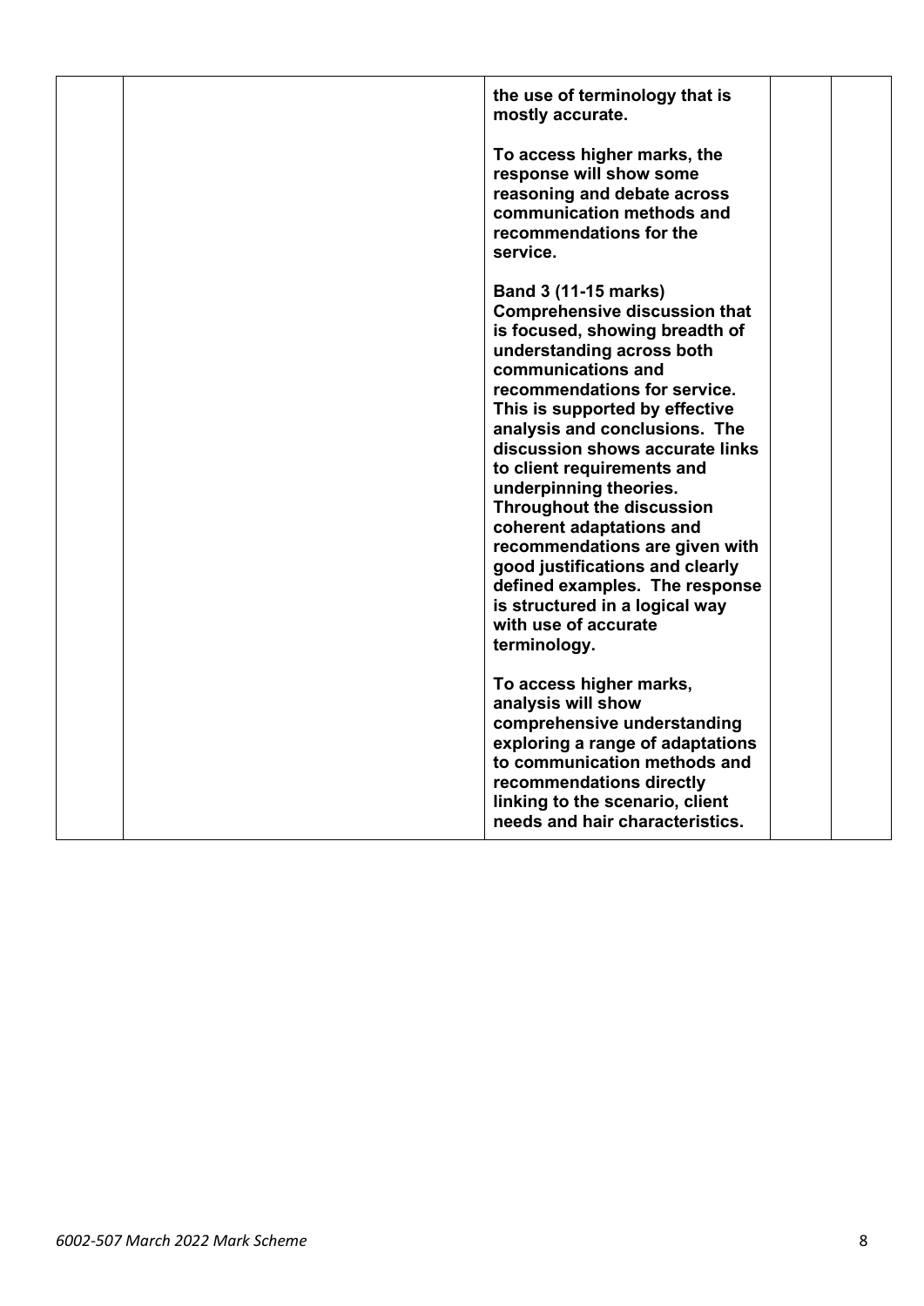| | | | | |
|---|---|---|---|---|
| | | **the use of terminology that is mostly accurate.**<br><br>**To access higher marks, the response will show some reasoning and debate across communication methods and recommendations for the service.**<br><br>**Band 3 (11-15 marks)**<br>**Comprehensive discussion that is focused, showing breadth of understanding across both communications and recommendations for service. This is supported by effective analysis and conclusions. The discussion shows accurate links to client requirements and underpinning theories. Throughout the discussion coherent adaptations and recommendations are given with good justifications and clearly defined examples. The response is structured in a logical way with use of accurate terminology.**<br><br>**To access higher marks, analysis will show comprehensive understanding exploring a range of adaptations to communication methods and recommendations directly linking to the scenario, client needs and hair characteristics.** | | |